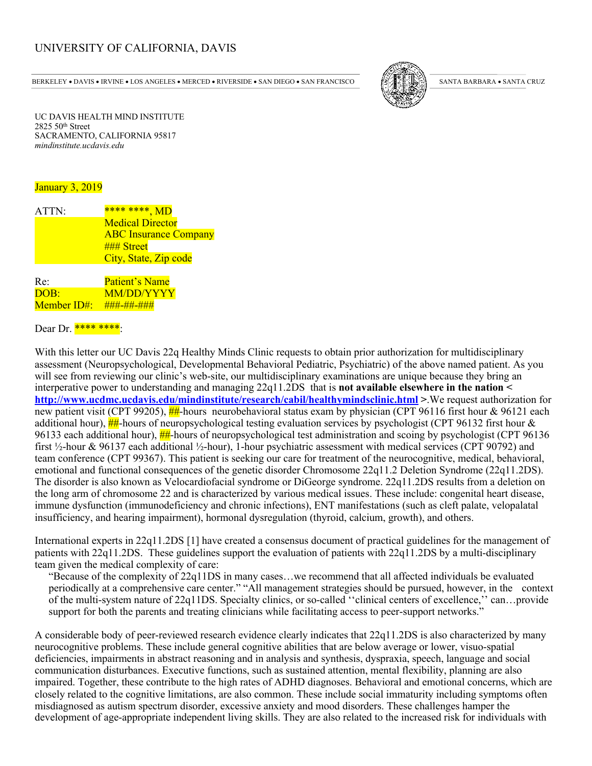UNIVERSITY OF CALIFORNIA, DAVIS

BERKELEY • DAVIS • IRVINE • LOS ANGELES • MERCED • RIVERSIDE • SAN DIEGO • SAN FRANCISCO    SANTA BARBARA • SANTA CRUZ

UC DAVIS HEALTH MIND INSTITUTE
2825 50th Street
SACRAMENTO, CALIFORNIA 95817
*mindinstitute.ucdavis.edu*

January 3, 2019

ATTN: **** ****, MD
Medical Director
ABC Insurance Company
### Street
City, State, Zip code

Re: Patient's Name
DOB: MM/DD/YYYY
Member ID#: ###-##-###

Dear Dr. **** ****:

With this letter our UC Davis 22q Healthy Minds Clinic requests to obtain prior authorization for multidisciplinary assessment (Neuropsychological, Developmental Behavioral Pediatric, Psychiatric) of the above named patient. As you will see from reviewing our clinic's web-site, our multidisciplinary examinations are unique because they bring an interperative power to understanding and managing 22q11.2DS that is **not available elsewhere in the nation < http://www.ucdmc.ucdavis.edu/mindinstitute/research/cabil/healthymindsclinic.html >**.We request authorization for new patient visit (CPT 99205), ##-hours neurobehavioral status exam by physician (CPT 96116 first hour & 96121 each additional hour), ##-hours of neuropsychological testing evaluation services by psychologist (CPT 96132 first hour & 96133 each additional hour), ##-hours of neuropsychological test administration and scoing by psychologist (CPT 96136 first ½-hour & 96137 each additional ½-hour), 1-hour psychiatric assessment with medical services (CPT 90792) and team conference (CPT 99367). This patient is seeking our care for treatment of the neurocognitive, medical, behavioral, emotional and functional consequences of the genetic disorder Chromosome 22q11.2 Deletion Syndrome (22q11.2DS). The disorder is also known as Velocardiofacial syndrome or DiGeorge syndrome. 22q11.2DS results from a deletion on the long arm of chromosome 22 and is characterized by various medical issues. These include: congenital heart disease, immune dysfunction (immunodeficiency and chronic infections), ENT manifestations (such as cleft palate, velopalatal insufficiency, and hearing impairment), hormonal dysregulation (thyroid, calcium, growth), and others.

International experts in 22q11.2DS [1] have created a consensus document of practical guidelines for the management of patients with 22q11.2DS. These guidelines support the evaluation of patients with 22q11.2DS by a multi-disciplinary team given the medical complexity of care:

> "Because of the complexity of 22q11DS in many cases…we recommend that all affected individuals be evaluated periodically at a comprehensive care center." "All management strategies should be pursued, however, in the context of the multi-system nature of 22q11DS. Specialty clinics, or so-called ''clinical centers of excellence,'' can…provide support for both the parents and treating clinicians while facilitating access to peer-support networks."

A considerable body of peer-reviewed research evidence clearly indicates that 22q11.2DS is also characterized by many neurocognitive problems. These include general cognitive abilities that are below average or lower, visuo-spatial deficiencies, impairments in abstract reasoning and in analysis and synthesis, dyspraxia, speech, language and social communication disturbances. Executive functions, such as sustained attention, mental flexibility, planning are also impaired. Together, these contribute to the high rates of ADHD diagnoses. Behavioral and emotional concerns, which are closely related to the cognitive limitations, are also common. These include social immaturity including symptoms often misdiagnosed as autism spectrum disorder, excessive anxiety and mood disorders. These challenges hamper the development of age-appropriate independent living skills. They are also related to the increased risk for individuals with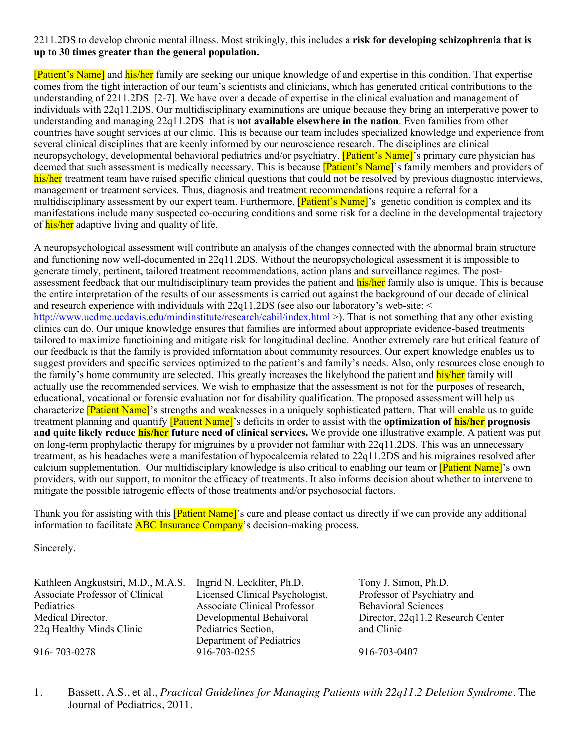2211.2DS to develop chronic mental illness. Most strikingly, this includes a **risk for developing schizophrenia that is up to 30 times greater than the general population.**

[Patient's Name] and his/her family are seeking our unique knowledge of and expertise in this condition. That expertise comes from the tight interaction of our team's scientists and clinicians, which has generated critical contributions to the understanding of 2211.2DS [2-7]. We have over a decade of expertise in the clinical evaluation and management of individuals with 22q11.2DS. Our multidisciplinary examinations are unique because they bring an interperative power to understanding and managing 22q11.2DS that is **not available elsewhere in the nation**. Even families from other countries have sought services at our clinic. This is because our team includes specialized knowledge and experience from several clinical disciplines that are keenly informed by our neuroscience research. The disciplines are clinical neuropsychology, developmental behavioral pediatrics and/or psychiatry. [Patient's Name]'s primary care physician has deemed that such assessment is medically necessary. This is because [Patient's Name]'s family members and providers of his/her treatment team have raised specific clinical questions that could not be resolved by previous diagnostic interviews, management or treatment services. Thus, diagnosis and treatment recommendations require a referral for a multidisciplinary assessment by our expert team. Furthermore, [Patient's Name]'s genetic condition is complex and its manifestations include many suspected co-occuring conditions and some risk for a decline in the developmental trajectory of his/her adaptive living and quality of life.

A neuropsychological assessment will contribute an analysis of the changes connected with the abnormal brain structure and functioning now well-documented in 22q11.2DS. Without the neuropsychological assessment it is impossible to generate timely, pertinent, tailored treatment recommendations, action plans and surveillance regimes. The post-assessment feedback that our multidisciplinary team provides the patient and his/her family also is unique. This is because the entire interpretation of the results of our assessments is carried out against the background of our decade of clinical and research experience with individuals with 22q11.2DS (see also our laboratory's web-site: < http://www.ucdmc.ucdavis.edu/mindinstitute/research/cabil/index.html >). That is not something that any other existing clinics can do. Our unique knowledge ensures that families are informed about appropriate evidence-based treatments tailored to maximize functioining and mitigate risk for longitudinal decline. Another extremely rare but critical feature of our feedback is that the family is provided information about community resources. Our expert knowledge enables us to suggest providers and specific services optimized to the patient's and family's needs. Also, only resources close enough to the family's home community are selected. This greatly increases the likelyhood the patient and his/her family will actually use the recommended services. We wish to emphasize that the assessment is not for the purposes of research, educational, vocational or forensic evaluation nor for disability qualification. The proposed assessment will help us characterize [Patient Name]'s strengths and weaknesses in a uniquely sophisticated pattern. That will enable us to guide treatment planning and quantify [Patient Name]'s deficits in order to assist with the **optimization of his/her prognosis and quite likely reduce his/her future need of clinical services.** We provide one illustrative example. A patient was put on long-term prophylactic therapy for migraines by a provider not familiar with 22q11.2DS. This was an unnecessary treatment, as his headaches were a manifestation of hypocalcemia related to 22q11.2DS and his migraines resolved after calcium supplementation. Our multidisciplary knowledge is also critical to enabling our team or [Patient Name]'s own providers, with our support, to monitor the efficacy of treatments. It also informs decision about whether to intervene to mitigate the possible iatrogenic effects of those treatments and/or psychosocial factors.

Thank you for assisting with this [Patient Name]'s care and please contact us directly if we can provide any additional information to facilitate ABC Insurance Company's decision-making process.

Sincerely.

Kathleen Angkustsiri, M.D., M.A.S.
Associate Professor of Clinical Pediatrics
Medical Director,
22q Healthy Minds Clinic
916- 703-0278

Ingrid N. Leckliter, Ph.D.
Licensed Clinical Psychologist,
Associate Clinical Professor
Developmental Behavioral Pediatrics Section,
Department of Pediatrics
916-703-0255

Tony J. Simon, Ph.D.
Professor of Psychiatry and Behavioral Sciences
Director, 22q11.2 Research Center and Clinic
916-703-0407

1. Bassett, A.S., et al., *Practical Guidelines for Managing Patients with 22q11.2 Deletion Syndrome*. The Journal of Pediatrics, 2011.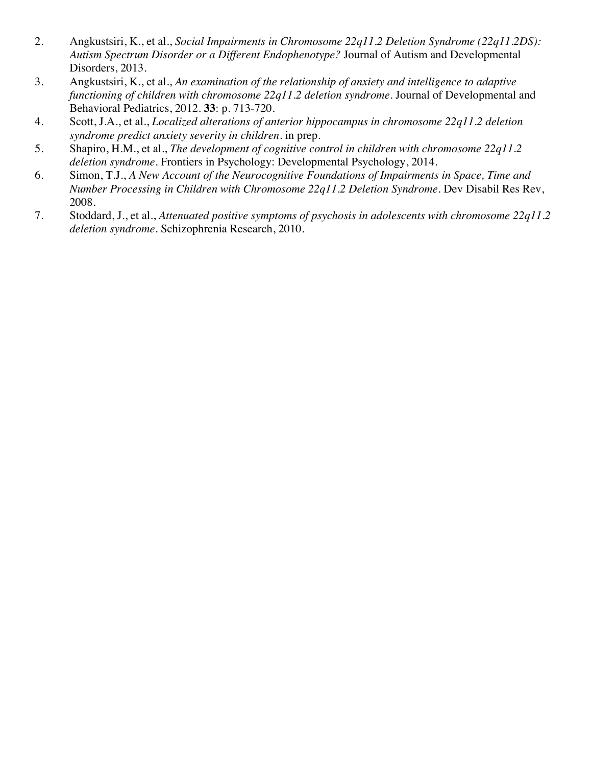2. Angkustsiri, K., et al., *Social Impairments in Chromosome 22q11.2 Deletion Syndrome (22q11.2DS): Autism Spectrum Disorder or a Different Endophenotype?* Journal of Autism and Developmental Disorders, 2013.
3. Angkustsiri, K., et al., *An examination of the relationship of anxiety and intelligence to adaptive functioning of children with chromosome 22q11.2 deletion syndrome*. Journal of Developmental and Behavioral Pediatrics, 2012. **33**: p. 713-720.
4. Scott, J.A., et al., *Localized alterations of anterior hippocampus in chromosome 22q11.2 deletion syndrome predict anxiety severity in children*. in prep.
5. Shapiro, H.M., et al., *The development of cognitive control in children with chromosome 22q11.2 deletion syndrome*. Frontiers in Psychology: Developmental Psychology, 2014.
6. Simon, T.J., *A New Account of the Neurocognitive Foundations of Impairments in Space, Time and Number Processing in Children with Chromosome 22q11.2 Deletion Syndrome*. Dev Disabil Res Rev, 2008.
7. Stoddard, J., et al., *Attenuated positive symptoms of psychosis in adolescents with chromosome 22q11.2 deletion syndrome*. Schizophrenia Research, 2010.